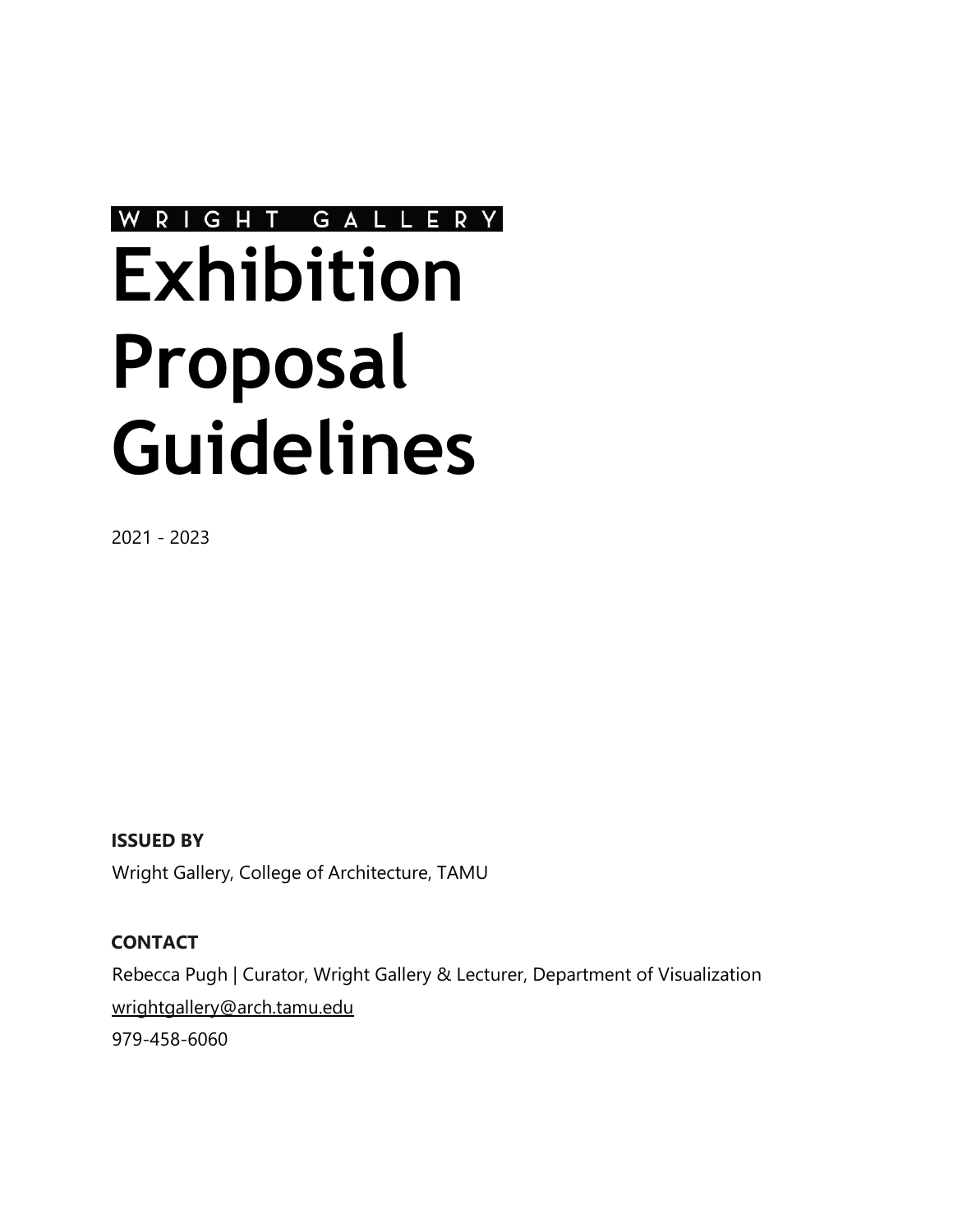WRIGHT GALLERY

# Exhibition Proposal Guidelines

2021 - 2023

**ISSUED BY**

Wright Gallery, College of Architecture, TAMU

**CONTACT**

Rebecca Pugh | Curator, Wright Gallery & Lecturer, Department of Visualization

wrightgallery@arch.tamu.edu

979-458-6060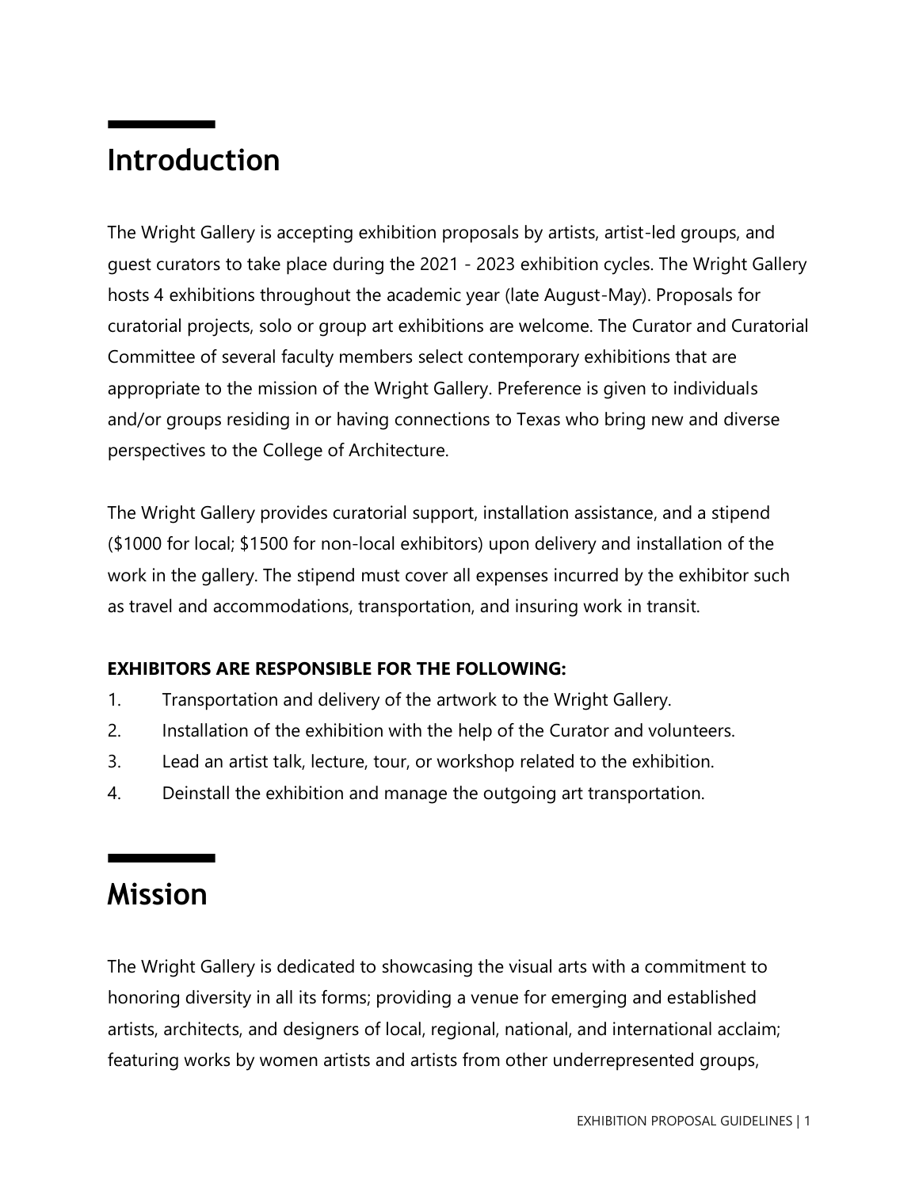## Introduction

The Wright Gallery is accepting exhibition proposals by artists, artist-led groups, and guest curators to take place during the 2021 - 2023 exhibition cycles. The Wright Gallery hosts 4 exhibitions throughout the academic year (late August-May). Proposals for curatorial projects, solo or group art exhibitions are welcome. The Curator and Curatorial Committee of several faculty members select contemporary exhibitions that are appropriate to the mission of the Wright Gallery. Preference is given to individuals and/or groups residing in or having connections to Texas who bring new and diverse perspectives to the College of Architecture.

The Wright Gallery provides curatorial support, installation assistance, and a stipend ($1000 for local; $1500 for non-local exhibitors) upon delivery and installation of the work in the gallery. The stipend must cover all expenses incurred by the exhibitor such as travel and accommodations, transportation, and insuring work in transit.

**EXHIBITORS ARE RESPONSIBLE FOR THE FOLLOWING:**

1. Transportation and delivery of the artwork to the Wright Gallery.
2. Installation of the exhibition with the help of the Curator and volunteers.
3. Lead an artist talk, lecture, tour, or workshop related to the exhibition.
4. Deinstall the exhibition and manage the outgoing art transportation.

## Mission

The Wright Gallery is dedicated to showcasing the visual arts with a commitment to honoring diversity in all its forms; providing a venue for emerging and established artists, architects, and designers of local, regional, national, and international acclaim; featuring works by women artists and artists from other underrepresented groups,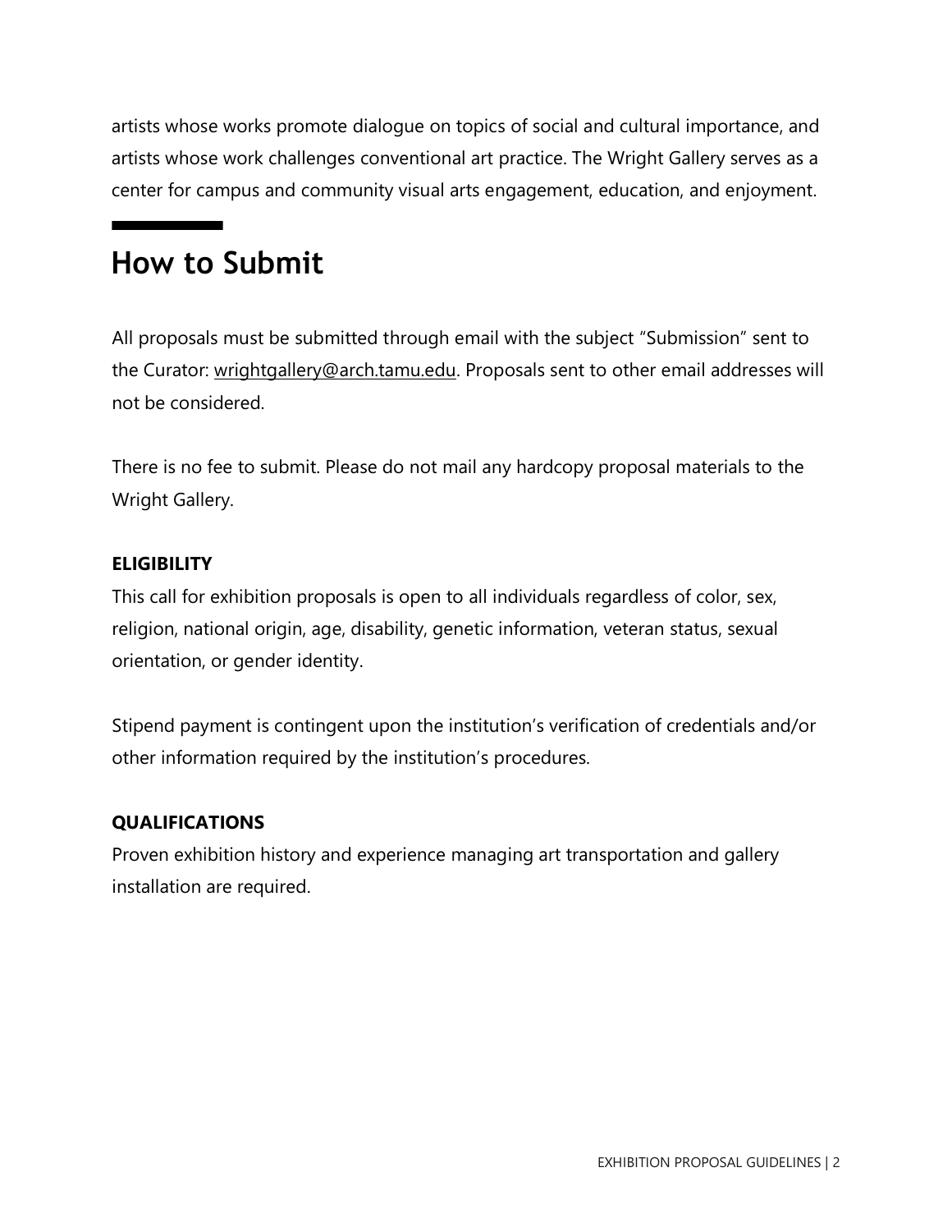artists whose works promote dialogue on topics of social and cultural importance, and artists whose work challenges conventional art practice. The Wright Gallery serves as a center for campus and community visual arts engagement, education, and enjoyment.

## How to Submit

All proposals must be submitted through email with the subject "Submission" sent to the Curator: wrightgallery@arch.tamu.edu. Proposals sent to other email addresses will not be considered.

There is no fee to submit. Please do not mail any hardcopy proposal materials to the Wright Gallery.

**ELIGIBILITY**

This call for exhibition proposals is open to all individuals regardless of color, sex, religion, national origin, age, disability, genetic information, veteran status, sexual orientation, or gender identity.

Stipend payment is contingent upon the institution's verification of credentials and/or other information required by the institution's procedures.

**QUALIFICATIONS**

Proven exhibition history and experience managing art transportation and gallery installation are required.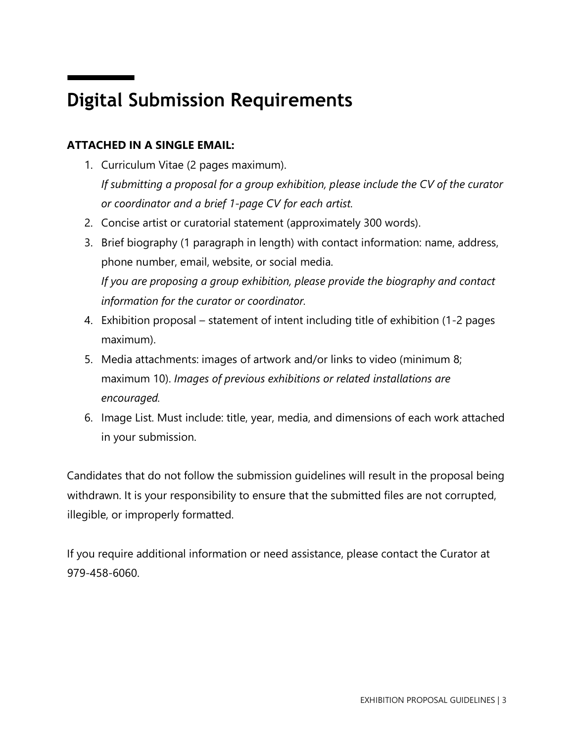# Digital Submission Requirements

**ATTACHED IN A SINGLE EMAIL:**

1. Curriculum Vitae (2 pages maximum).
   *If submitting a proposal for a group exhibition, please include the CV of the curator or coordinator and a brief 1-page CV for each artist.*
2. Concise artist or curatorial statement (approximately 300 words).
3. Brief biography (1 paragraph in length) with contact information: name, address, phone number, email, website, or social media.
   *If you are proposing a group exhibition, please provide the biography and contact information for the curator or coordinator.*
4. Exhibition proposal – statement of intent including title of exhibition (1-2 pages maximum).
5. Media attachments: images of artwork and/or links to video (minimum 8; maximum 10). *Images of previous exhibitions or related installations are encouraged.*
6. Image List. Must include: title, year, media, and dimensions of each work attached in your submission.

Candidates that do not follow the submission guidelines will result in the proposal being withdrawn. It is your responsibility to ensure that the submitted files are not corrupted, illegible, or improperly formatted.

If you require additional information or need assistance, please contact the Curator at 979-458-6060.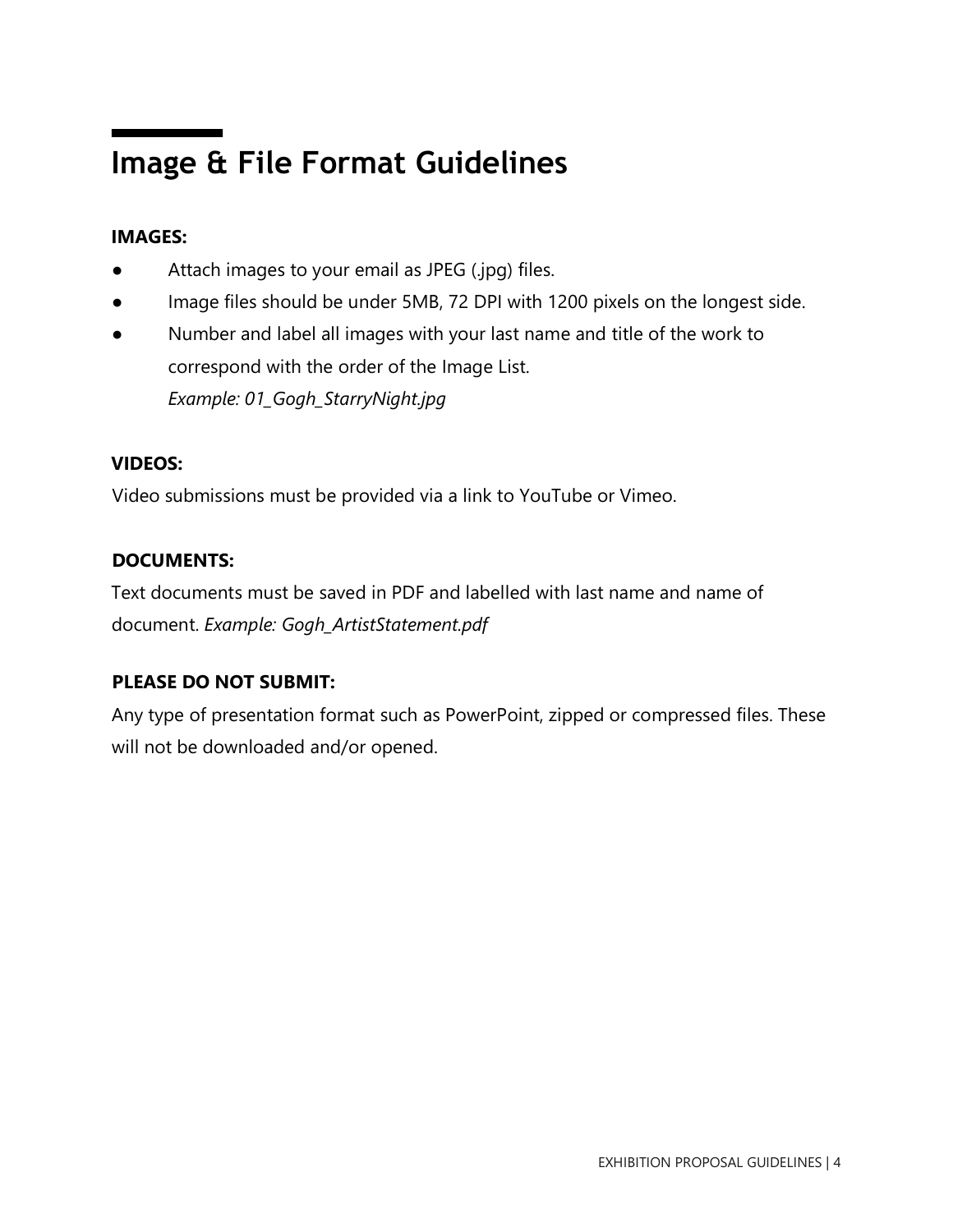# Image & File Format Guidelines

**IMAGES:**

- Attach images to your email as JPEG (.jpg) files.
- Image files should be under 5MB, 72 DPI with 1200 pixels on the longest side.
- Number and label all images with your last name and title of the work to correspond with the order of the Image List.
  *Example: 01_Gogh_StarryNight.jpg*

**VIDEOS:**

Video submissions must be provided via a link to YouTube or Vimeo.

**DOCUMENTS:**

Text documents must be saved in PDF and labelled with last name and name of document. *Example: Gogh_ArtistStatement.pdf*

**PLEASE DO NOT SUBMIT:**

Any type of presentation format such as PowerPoint, zipped or compressed files. These will not be downloaded and/or opened.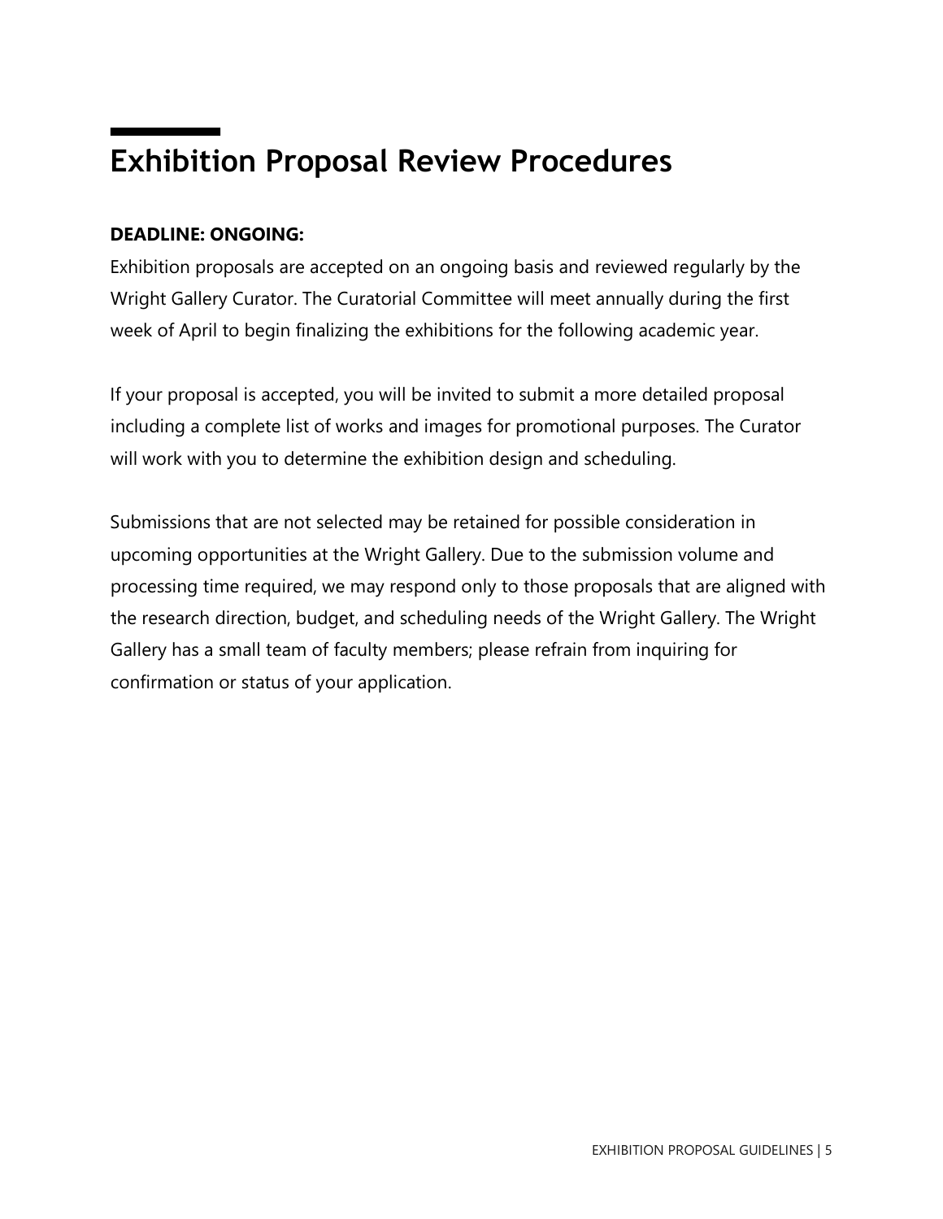# Exhibition Proposal Review Procedures

**DEADLINE: ONGOING:**

Exhibition proposals are accepted on an ongoing basis and reviewed regularly by the Wright Gallery Curator. The Curatorial Committee will meet annually during the first week of April to begin finalizing the exhibitions for the following academic year.

If your proposal is accepted, you will be invited to submit a more detailed proposal including a complete list of works and images for promotional purposes. The Curator will work with you to determine the exhibition design and scheduling.

Submissions that are not selected may be retained for possible consideration in upcoming opportunities at the Wright Gallery. Due to the submission volume and processing time required, we may respond only to those proposals that are aligned with the research direction, budget, and scheduling needs of the Wright Gallery. The Wright Gallery has a small team of faculty members; please refrain from inquiring for confirmation or status of your application.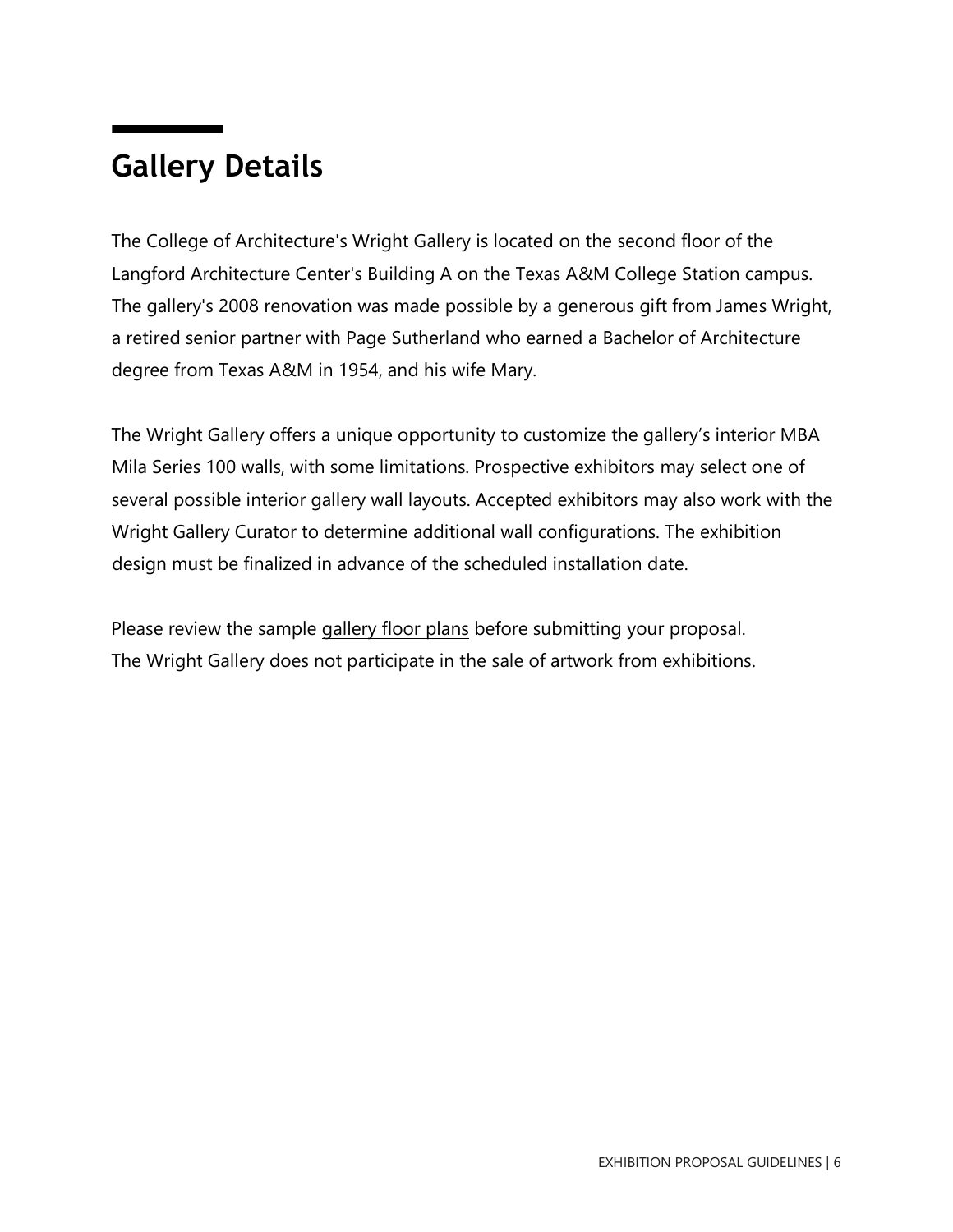## Gallery Details

The College of Architecture's Wright Gallery is located on the second floor of the Langford Architecture Center's Building A on the Texas A&M College Station campus. The gallery's 2008 renovation was made possible by a generous gift from James Wright, a retired senior partner with Page Sutherland who earned a Bachelor of Architecture degree from Texas A&M in 1954, and his wife Mary.

The Wright Gallery offers a unique opportunity to customize the gallery's interior MBA Mila Series 100 walls, with some limitations. Prospective exhibitors may select one of several possible interior gallery wall layouts. Accepted exhibitors may also work with the Wright Gallery Curator to determine additional wall configurations. The exhibition design must be finalized in advance of the scheduled installation date.

Please review the sample gallery floor plans before submitting your proposal.
The Wright Gallery does not participate in the sale of artwork from exhibitions.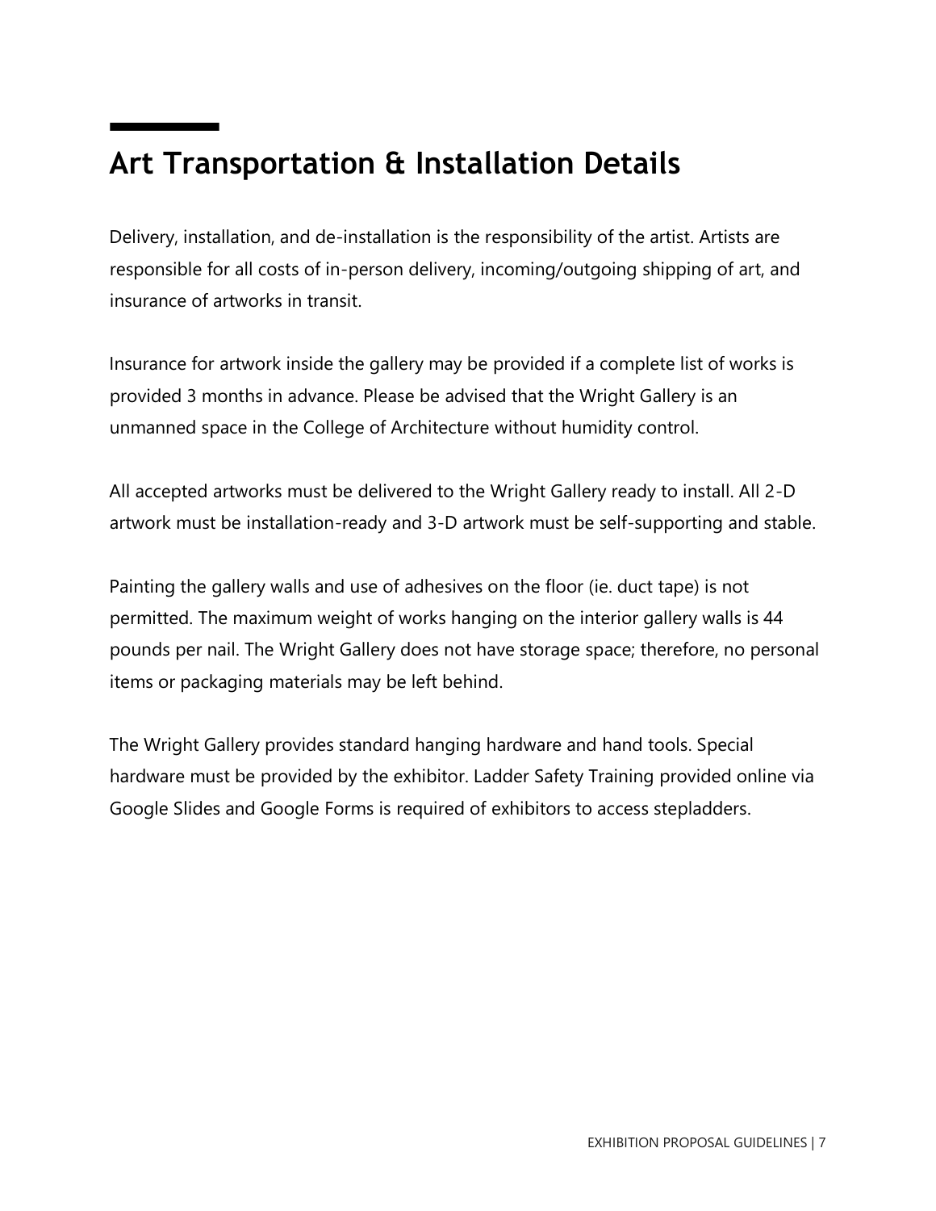# Art Transportation & Installation Details

Delivery, installation, and de-installation is the responsibility of the artist. Artists are responsible for all costs of in-person delivery, incoming/outgoing shipping of art, and insurance of artworks in transit.

Insurance for artwork inside the gallery may be provided if a complete list of works is provided 3 months in advance. Please be advised that the Wright Gallery is an unmanned space in the College of Architecture without humidity control.

All accepted artworks must be delivered to the Wright Gallery ready to install. All 2-D artwork must be installation-ready and 3-D artwork must be self-supporting and stable.

Painting the gallery walls and use of adhesives on the floor (ie. duct tape) is not permitted. The maximum weight of works hanging on the interior gallery walls is 44 pounds per nail. The Wright Gallery does not have storage space; therefore, no personal items or packaging materials may be left behind.

The Wright Gallery provides standard hanging hardware and hand tools. Special hardware must be provided by the exhibitor. Ladder Safety Training provided online via Google Slides and Google Forms is required of exhibitors to access stepladders.